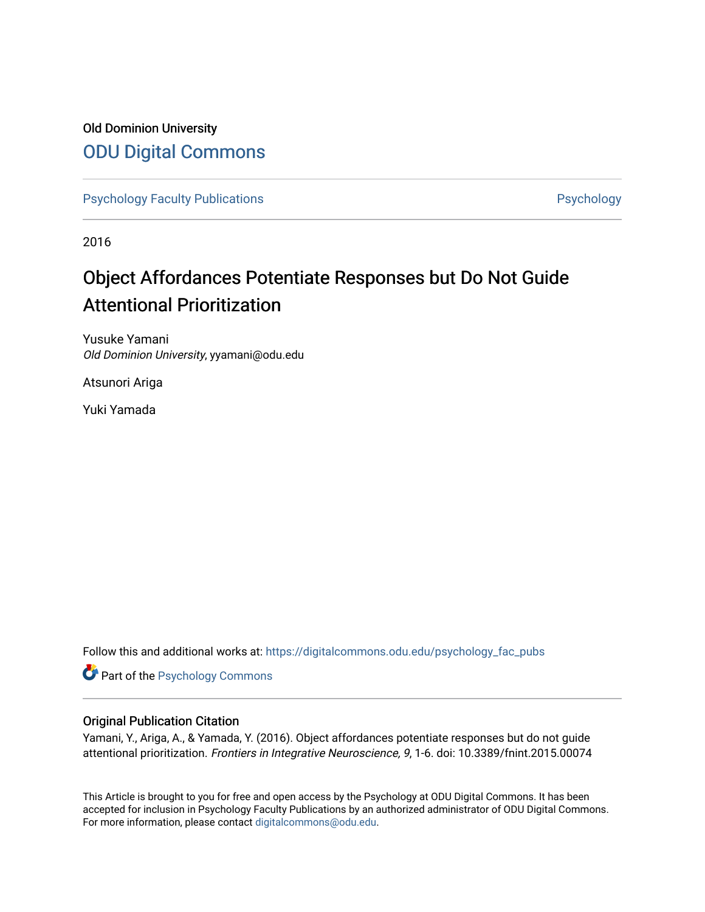Old Dominion University

ODU Digital Commons

Psychology Faculty Publications

Psychology

2016

# Object Affordances Potentiate Responses but Do Not Guide Attentional Prioritization

Yusuke Yamani
*Old Dominion University*, yyamani@odu.edu

Atsunori Ariga

Yuki Yamada

Follow this and additional works at: https://digitalcommons.odu.edu/psychology_fac_pubs

Part of the Psychology Commons

## Original Publication Citation

Yamani, Y., Ariga, A., & Yamada, Y. (2016). Object affordances potentiate responses but do not guide attentional prioritization. *Frontiers in Integrative Neuroscience, 9*, 1-6. doi: 10.3389/fnint.2015.00074

This Article is brought to you for free and open access by the Psychology at ODU Digital Commons. It has been accepted for inclusion in Psychology Faculty Publications by an authorized administrator of ODU Digital Commons. For more information, please contact digitalcommons@odu.edu.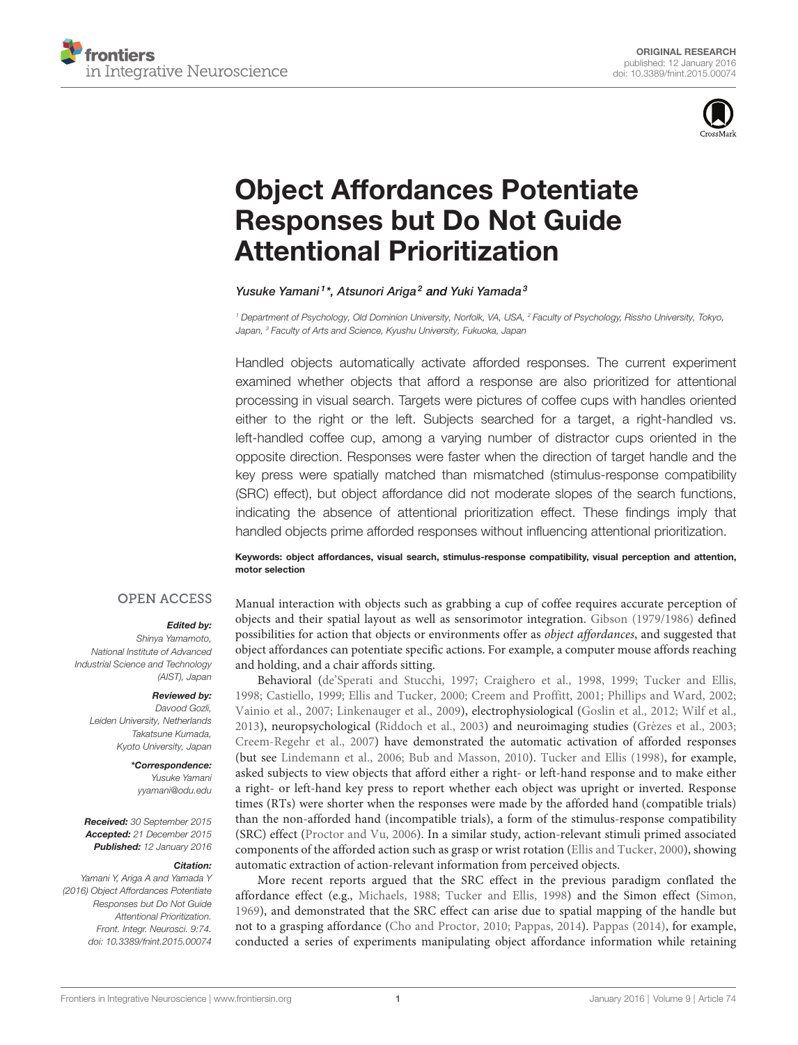# Object Affordances Potentiate Responses but Do Not Guide Attentional Prioritization

*Yusuke Yamani[1]\*, Atsunori Ariga[2] and Yuki Yamada[3]*

[1] Department of Psychology, Old Dominion University, Norfolk, VA, USA, [2] Faculty of Psychology, Rissho University, Tokyo, Japan, [3] Faculty of Arts and Science, Kyushu University, Fukuoka, Japan

Handled objects automatically activate afforded responses. The current experiment examined whether objects that afford a response are also prioritized for attentional processing in visual search. Targets were pictures of coffee cups with handles oriented either to the right or the left. Subjects searched for a target, a right-handled vs. left-handled coffee cup, among a varying number of distractor cups oriented in the opposite direction. Responses were faster when the direction of target handle and the key press were spatially matched than mismatched (stimulus-response compatibility (SRC) effect), but object affordance did not moderate slopes of the search functions, indicating the absence of attentional prioritization effect. These findings imply that handled objects prime afforded responses without influencing attentional prioritization.

**Keywords: object affordances, visual search, stimulus-response compatibility, visual perception and attention, motor selection**

OPEN ACCESS

***Edited by:***
Shinya Yamamoto,
National Institute of Advanced Industrial Science and Technology (AIST), Japan

***Reviewed by:***
Davood Gozli,
Leiden University, Netherlands
Takatsune Kumada,
Kyoto University, Japan

***\*Correspondence:***
Yusuke Yamani
yyamani@odu.edu

***Received:*** 30 September 2015
***Accepted:*** 21 December 2015
***Published:*** 12 January 2016

***Citation:***
Yamani Y, Ariga A and Yamada Y (2016) Object Affordances Potentiate Responses but Do Not Guide Attentional Prioritization. Front. Integr. Neurosci. 9:74. doi: 10.3389/fnint.2015.00074

Manual interaction with objects such as grabbing a cup of coffee requires accurate perception of objects and their spatial layout as well as sensorimotor integration. Gibson (1979/1986) defined possibilities for action that objects or environments offer as *object affordances*, and suggested that object affordances can potentiate specific actions. For example, a computer mouse affords reaching and holding, and a chair affords sitting.

Behavioral (de'Sperati and Stucchi, 1997; Craighero et al., 1998, 1999; Tucker and Ellis, 1998; Castiello, 1999; Ellis and Tucker, 2000; Creem and Proffitt, 2001; Phillips and Ward, 2002; Vainio et al., 2007; Linkenauger et al., 2009), electrophysiological (Goslin et al., 2012; Wilf et al., 2013), neuropsychological (Riddoch et al., 2003) and neuroimaging studies (Grèzes et al., 2003; Creem-Regehr et al., 2007) have demonstrated the automatic activation of afforded responses (but see Lindemann et al., 2006; Bub and Masson, 2010). Tucker and Ellis (1998), for example, asked subjects to view objects that afford either a right- or left-hand response and to make either a right- or left-hand key press to report whether each object was upright or inverted. Response times (RTs) were shorter when the responses were made by the afforded hand (compatible trials) than the non-afforded hand (incompatible trials), a form of the stimulus-response compatibility (SRC) effect (Proctor and Vu, 2006). In a similar study, action-relevant stimuli primed associated components of the afforded action such as grasp or wrist rotation (Ellis and Tucker, 2000), showing automatic extraction of action-relevant information from perceived objects.

More recent reports argued that the SRC effect in the previous paradigm conflated the affordance effect (e.g., Michaels, 1988; Tucker and Ellis, 1998) and the Simon effect (Simon, 1969), and demonstrated that the SRC effect can arise due to spatial mapping of the handle but not to a grasping affordance (Cho and Proctor, 2010; Pappas, 2014). Pappas (2014), for example, conducted a series of experiments manipulating object affordance information while retaining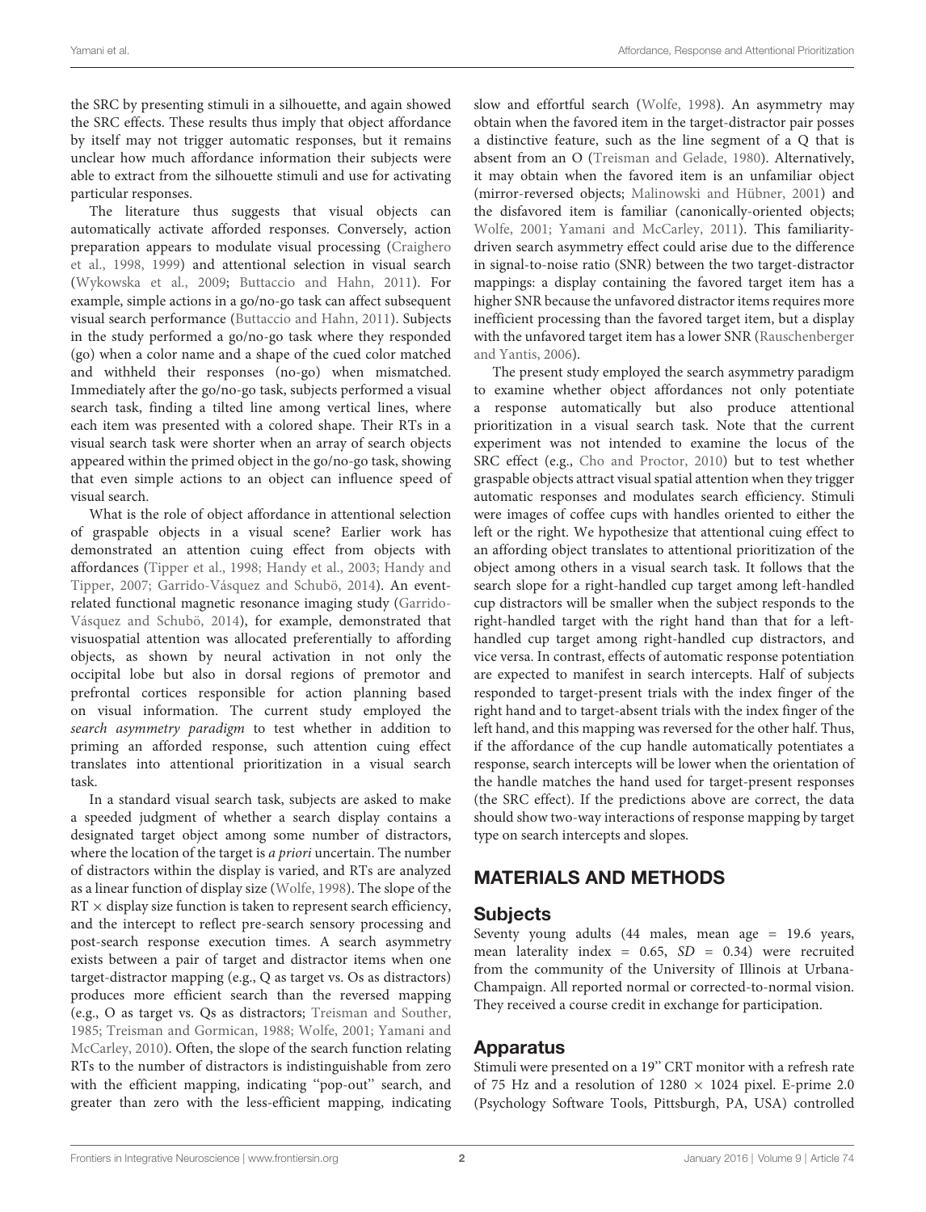the SRC by presenting stimuli in a silhouette, and again showed the SRC effects. These results thus imply that object affordance by itself may not trigger automatic responses, but it remains unclear how much affordance information their subjects were able to extract from the silhouette stimuli and use for activating particular responses.

The literature thus suggests that visual objects can automatically activate afforded responses. Conversely, action preparation appears to modulate visual processing (Craighero et al., 1998, 1999) and attentional selection in visual search (Wykowska et al., 2009; Buttaccio and Hahn, 2011). For example, simple actions in a go/no-go task can affect subsequent visual search performance (Buttaccio and Hahn, 2011). Subjects in the study performed a go/no-go task where they responded (go) when a color name and a shape of the cued color matched and withheld their responses (no-go) when mismatched. Immediately after the go/no-go task, subjects performed a visual search task, finding a tilted line among vertical lines, where each item was presented with a colored shape. Their RTs in a visual search task were shorter when an array of search objects appeared within the primed object in the go/no-go task, showing that even simple actions to an object can influence speed of visual search.

What is the role of object affordance in attentional selection of graspable objects in a visual scene? Earlier work has demonstrated an attention cuing effect from objects with affordances (Tipper et al., 1998; Handy et al., 2003; Handy and Tipper, 2007; Garrido-Vásquez and Schubö, 2014). An event-related functional magnetic resonance imaging study (Garrido-Vásquez and Schubö, 2014), for example, demonstrated that visuospatial attention was allocated preferentially to affording objects, as shown by neural activation in not only the occipital lobe but also in dorsal regions of premotor and prefrontal cortices responsible for action planning based on visual information. The current study employed the *search asymmetry paradigm* to test whether in addition to priming an afforded response, such attention cuing effect translates into attentional prioritization in a visual search task.

In a standard visual search task, subjects are asked to make a speeded judgment of whether a search display contains a designated target object among some number of distractors, where the location of the target is *a priori* uncertain. The number of distractors within the display is varied, and RTs are analyzed as a linear function of display size (Wolfe, 1998). The slope of the RT × display size function is taken to represent search efficiency, and the intercept to reflect pre-search sensory processing and post-search response execution times. A search asymmetry exists between a pair of target and distractor items when one target-distractor mapping (e.g., Q as target vs. Os as distractors) produces more efficient search than the reversed mapping (e.g., O as target vs. Qs as distractors; Treisman and Souther, 1985; Treisman and Gormican, 1988; Wolfe, 2001; Yamani and McCarley, 2010). Often, the slope of the search function relating RTs to the number of distractors is indistinguishable from zero with the efficient mapping, indicating "pop-out" search, and greater than zero with the less-efficient mapping, indicating slow and effortful search (Wolfe, 1998). An asymmetry may obtain when the favored item in the target-distractor pair posses a distinctive feature, such as the line segment of a Q that is absent from an O (Treisman and Gelade, 1980). Alternatively, it may obtain when the favored item is an unfamiliar object (mirror-reversed objects; Malinowski and Hübner, 2001) and the disfavored item is familiar (canonically-oriented objects; Wolfe, 2001; Yamani and McCarley, 2011). This familiarity-driven search asymmetry effect could arise due to the difference in signal-to-noise ratio (SNR) between the two target-distractor mappings: a display containing the favored target item has a higher SNR because the unfavored distractor items requires more inefficient processing than the favored target item, but a display with the unfavored target item has a lower SNR (Rauschenberger and Yantis, 2006).

The present study employed the search asymmetry paradigm to examine whether object affordances not only potentiate a response automatically but also produce attentional prioritization in a visual search task. Note that the current experiment was not intended to examine the locus of the SRC effect (e.g., Cho and Proctor, 2010) but to test whether graspable objects attract visual spatial attention when they trigger automatic responses and modulates search efficiency. Stimuli were images of coffee cups with handles oriented to either the left or the right. We hypothesize that attentional cuing effect to an affording object translates to attentional prioritization of the object among others in a visual search task. It follows that the search slope for a right-handled cup target among left-handled cup distractors will be smaller when the subject responds to the right-handled target with the right hand than that for a left-handled cup target among right-handled cup distractors, and vice versa. In contrast, effects of automatic response potentiation are expected to manifest in search intercepts. Half of subjects responded to target-present trials with the index finger of the right hand and to target-absent trials with the index finger of the left hand, and this mapping was reversed for the other half. Thus, if the affordance of the cup handle automatically potentiates a response, search intercepts will be lower when the orientation of the handle matches the hand used for target-present responses (the SRC effect). If the predictions above are correct, the data should show two-way interactions of response mapping by target type on search intercepts and slopes.

## MATERIALS AND METHODS

### Subjects

Seventy young adults (44 males, mean age = 19.6 years, mean laterality index = 0.65, *SD* = 0.34) were recruited from the community of the University of Illinois at Urbana-Champaign. All reported normal or corrected-to-normal vision. They received a course credit in exchange for participation.

### Apparatus

Stimuli were presented on a 19" CRT monitor with a refresh rate of 75 Hz and a resolution of 1280 × 1024 pixel. E-prime 2.0 (Psychology Software Tools, Pittsburgh, PA, USA) controlled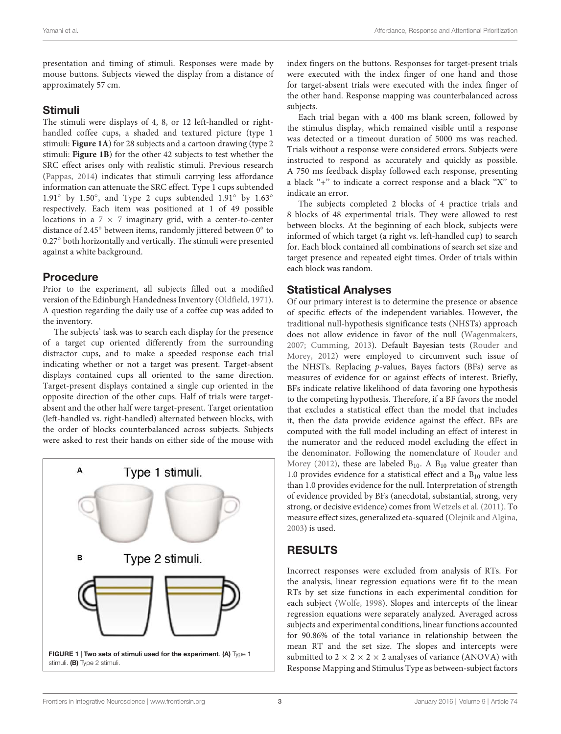presentation and timing of stimuli. Responses were made by mouse buttons. Subjects viewed the display from a distance of approximately 57 cm.

## Stimuli

The stimuli were displays of 4, 8, or 12 left-handled or right-handled coffee cups, a shaded and textured picture (type 1 stimuli: **Figure 1A**) for 28 subjects and a cartoon drawing (type 2 stimuli: **Figure 1B**) for the other 42 subjects to test whether the SRC effect arises only with realistic stimuli. Previous research (Pappas, 2014) indicates that stimuli carrying less affordance information can attenuate the SRC effect. Type 1 cups subtended 1.91° by 1.50°, and Type 2 cups subtended 1.91° by 1.63° respectively. Each item was positioned at 1 of 49 possible locations in a 7 × 7 imaginary grid, with a center-to-center distance of 2.45° between items, randomly jittered between 0° to 0.27° both horizontally and vertically. The stimuli were presented against a white background.

## Procedure

Prior to the experiment, all subjects filled out a modified version of the Edinburgh Handedness Inventory (Oldfield, 1971). A question regarding the daily use of a coffee cup was added to the inventory.

The subjects' task was to search each display for the presence of a target cup oriented differently from the surrounding distractor cups, and to make a speeded response each trial indicating whether or not a target was present. Target-absent displays contained cups all oriented to the same direction. Target-present displays contained a single cup oriented in the opposite direction of the other cups. Half of trials were target-absent and the other half were target-present. Target orientation (left-handled vs. right-handled) alternated between blocks, with the order of blocks counterbalanced across subjects. Subjects were asked to rest their hands on either side of the mouse with index fingers on the buttons. Responses for target-present trials were executed with the index finger of one hand and those for target-absent trials were executed with the index finger of the other hand. Response mapping was counterbalanced across subjects.

Each trial began with a 400 ms blank screen, followed by the stimulus display, which remained visible until a response was detected or a timeout duration of 5000 ms was reached. Trials without a response were considered errors. Subjects were instructed to respond as accurately and quickly as possible. A 750 ms feedback display followed each response, presenting a black "+" to indicate a correct response and a black "X" to indicate an error.

The subjects completed 2 blocks of 4 practice trials and 8 blocks of 48 experimental trials. They were allowed to rest between blocks. At the beginning of each block, subjects were informed of which target (a right vs. left-handled cup) to search for. Each block contained all combinations of search set size and target presence and repeated eight times. Order of trials within each block was random.

**FIGURE 1 | Two sets of stimuli used for the experiment. (A)** Type 1 stimuli. **(B)** Type 2 stimuli.

## Statistical Analyses

Of our primary interest is to determine the presence or absence of specific effects of the independent variables. However, the traditional null-hypothesis significance tests (NHSTs) approach does not allow evidence in favor of the null (Wagenmakers, 2007; Cumming, 2013). Default Bayesian tests (Rouder and Morey, 2012) were employed to circumvent such issue of the NHSTs. Replacing *p*-values, Bayes factors (BFs) serve as measures of evidence for or against effects of interest. Briefly, BFs indicate relative likelihood of data favoring one hypothesis to the competing hypothesis. Therefore, if a BF favors the model that excludes a statistical effect than the model that includes it, then the data provide evidence against the effect. BFs are computed with the full model including an effect of interest in the numerator and the reduced model excluding the effect in the denominator. Following the nomenclature of Rouder and Morey (2012), these are labeled $B_{10}$. A $B_{10}$ value greater than 1.0 provides evidence for a statistical effect and a $B_{10}$ value less than 1.0 provides evidence for the null. Interpretation of strength of evidence provided by BFs (anecdotal, substantial, strong, very strong, or decisive evidence) comes from Wetzels et al. (2011). To measure effect sizes, generalized eta-squared (Olejnik and Algina, 2003) is used.

# RESULTS

Incorrect responses were excluded from analysis of RTs. For the analysis, linear regression equations were fit to the mean RTs by set size functions in each experimental condition for each subject (Wolfe, 1998). Slopes and intercepts of the linear regression equations were separately analyzed. Averaged across subjects and experimental conditions, linear functions accounted for 90.86% of the total variance in relationship between the mean RT and the set size. The slopes and intercepts were submitted to 2 × 2 × 2 × 2 analyses of variance (ANOVA) with Response Mapping and Stimulus Type as between-subject factors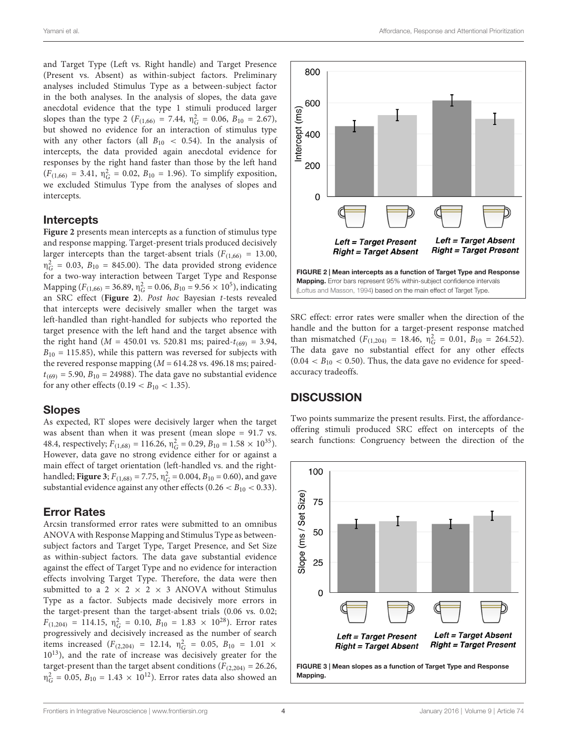and Target Type (Left vs. Right handle) and Target Presence (Present vs. Absent) as within-subject factors. Preliminary analyses included Stimulus Type as a between-subject factor in the both analyses. In the analysis of slopes, the data gave anecdotal evidence that the type 1 stimuli produced larger slopes than the type 2 ($F_{(1,66)}$ = 7.44, $\eta^2_G$ = 0.06, $B_{10}$ = 2.67), but showed no evidence for an interaction of stimulus type with any other factors (all $B_{10}$ < 0.54). In the analysis of intercepts, the data provided again anecdotal evidence for responses by the right hand faster than those by the left hand ($F_{(1,66)}$ = 3.41, $\eta^2_G$ = 0.02, $B_{10}$ = 1.96). To simplify exposition, we excluded Stimulus Type from the analyses of slopes and intercepts.

## Intercepts

**Figure 2** presents mean intercepts as a function of stimulus type and response mapping. Target-present trials produced decisively larger intercepts than the target-absent trials ($F_{(1,66)}$ = 13.00, $\eta^2_G$ = 0.03, $B_{10}$ = 845.00). The data provided strong evidence for a two-way interaction between Target Type and Response Mapping ($F_{(1,66)}$ = 36.89, $\eta^2_G$ = 0.06, $B_{10}$ = 9.56 × $10^5$), indicating an SRC effect (**Figure 2**). *Post hoc* Bayesian *t*-tests revealed that intercepts were decisively smaller when the target was left-handled than right-handled for subjects who reported the target presence with the left hand and the target absence with the right hand (*M* = 450.01 vs. 520.81 ms; paired-$t_{(69)}$ = 3.94, $B_{10}$ = 115.85), while this pattern was reversed for subjects with the revered response mapping (*M* = 614.28 vs. 496.18 ms; paired-$t_{(69)}$ = 5.90, $B_{10}$ = 24988). The data gave no substantial evidence for any other effects (0.19 < $B_{10}$ < 1.35).

FIGURE 2 | Mean intercepts as a function of Target Type and Response Mapping. Error bars represent 95% within-subject confidence intervals (Loftus and Masson, 1994) based on the main effect of Target Type.

## Slopes

As expected, RT slopes were decisively larger when the target was absent than when it was present (mean slope = 91.7 vs. 48.4, respectively; $F_{(1,68)}$ = 116.26, $\eta^2_G$ = 0.29, $B_{10}$ = 1.58 × $10^{35}$). However, data gave no strong evidence either for or against a main effect of target orientation (left-handled vs. and the right-handled; **Figure 3**; $F_{(1,68)}$ = 7.75, $\eta^2_G$ = 0.004, $B_{10}$ = 0.60), and gave substantial evidence against any other effects (0.26 < $B_{10}$ < 0.33).

## Error Rates

Arcsin transformed error rates were submitted to an omnibus ANOVA with Response Mapping and Stimulus Type as between-subject factors and Target Type, Target Presence, and Set Size as within-subject factors. The data gave substantial evidence against the effect of Target Type and no evidence for interaction effects involving Target Type. Therefore, the data were then submitted to a 2 × 2 × 2 × 3 ANOVA without Stimulus Type as a factor. Subjects made decisively more errors in the target-present than the target-absent trials (0.06 vs. 0.02; $F_{(1,204)}$ = 114.15, $\eta^2_G$ = 0.10, $B_{10}$ = 1.83 × $10^{28}$). Error rates progressively and decisively increased as the number of search items increased ($F_{(2,204)}$ = 12.14, $\eta^2_G$ = 0.05, $B_{10}$ = 1.01 × $10^{13}$), and the rate of increase was decisively greater for the target-present than the target absent conditions ($F_{(2,204)}$ = 26.26, $\eta^2_G$ = 0.05, $B_{10}$ = 1.43 × $10^{12}$). Error rates data also showed an SRC effect: error rates were smaller when the direction of the handle and the button for a target-present response matched than mismatched ($F_{(1,204)}$ = 18.46, $\eta^2_G$ = 0.01, $B_{10}$ = 264.52). The data gave no substantial effect for any other effects (0.04 < $B_{10}$ < 0.50). Thus, the data gave no evidence for speed-accuracy tradeoffs.

## DISCUSSION

Two points summarize the present results. First, the affordance-offering stimuli produced SRC effect on intercepts of the search functions: Congruency between the direction of the

FIGURE 3 | Mean slopes as a function of Target Type and Response Mapping.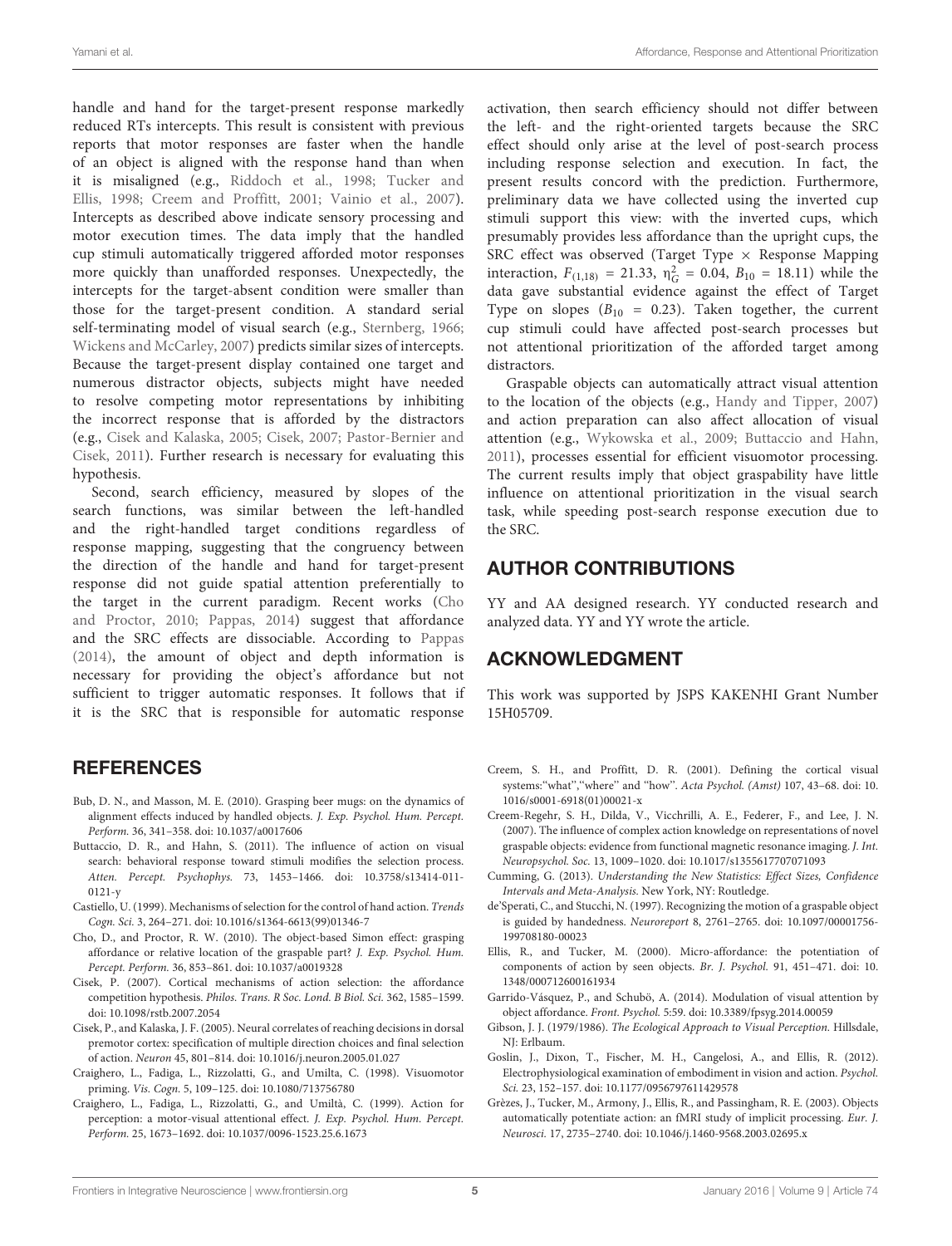handle and hand for the target-present response markedly reduced RTs intercepts. This result is consistent with previous reports that motor responses are faster when the handle of an object is aligned with the response hand than when it is misaligned (e.g., Riddoch et al., 1998; Tucker and Ellis, 1998; Creem and Proffitt, 2001; Vainio et al., 2007). Intercepts as described above indicate sensory processing and motor execution times. The data imply that the handled cup stimuli automatically triggered afforded motor responses more quickly than unafforded responses. Unexpectedly, the intercepts for the target-absent condition were smaller than those for the target-present condition. A standard serial self-terminating model of visual search (e.g., Sternberg, 1966; Wickens and McCarley, 2007) predicts similar sizes of intercepts. Because the target-present display contained one target and numerous distractor objects, subjects might have needed to resolve competing motor representations by inhibiting the incorrect response that is afforded by the distractors (e.g., Cisek and Kalaska, 2005; Cisek, 2007; Pastor-Bernier and Cisek, 2011). Further research is necessary for evaluating this hypothesis.

Second, search efficiency, measured by slopes of the search functions, was similar between the left-handled and the right-handled target conditions regardless of response mapping, suggesting that the congruency between the direction of the handle and hand for target-present response did not guide spatial attention preferentially to the target in the current paradigm. Recent works (Cho and Proctor, 2010; Pappas, 2014) suggest that affordance and the SRC effects are dissociable. According to Pappas (2014), the amount of object and depth information is necessary for providing the object's affordance but not sufficient to trigger automatic responses. It follows that if it is the SRC that is responsible for automatic response activation, then search efficiency should not differ between the left- and the right-oriented targets because the SRC effect should only arise at the level of post-search process including response selection and execution. In fact, the present results concord with the prediction. Furthermore, preliminary data we have collected using the inverted cup stimuli support this view: with the inverted cups, which presumably provides less affordance than the upright cups, the SRC effect was observed (Target Type × Response Mapping interaction, $F_{(1,18)} = 21.33$, $\eta^2_G = 0.04$, $B_{10} = 18.11$) while the data gave substantial evidence against the effect of Target Type on slopes ($B_{10} = 0.23$). Taken together, the current cup stimuli could have affected post-search processes but not attentional prioritization of the afforded target among distractors.

Graspable objects can automatically attract visual attention to the location of the objects (e.g., Handy and Tipper, 2007) and action preparation can also affect allocation of visual attention (e.g., Wykowska et al., 2009; Buttaccio and Hahn, 2011), processes essential for efficient visuomotor processing. The current results imply that object graspability have little influence on attentional prioritization in the visual search task, while speeding post-search response execution due to the SRC.

## AUTHOR CONTRIBUTIONS

YY and AA designed research. YY conducted research and analyzed data. YY and YY wrote the article.

## ACKNOWLEDGMENT

This work was supported by JSPS KAKENHI Grant Number 15H05709.

## REFERENCES

Bub, D. N., and Masson, M. E. (2010). Grasping beer mugs: on the dynamics of alignment effects induced by handled objects. *J. Exp. Psychol. Hum. Percept. Perform.* 36, 341–358. doi: 10.1037/a0017606

Buttaccio, D. R., and Hahn, S. (2011). The influence of action on visual search: behavioral response toward stimuli modifies the selection process. *Atten. Percept. Psychophys.* 73, 1453–1466. doi: 10.3758/s13414-011-0121-y

Castiello, U. (1999). Mechanisms of selection for the control of hand action. *Trends Cogn. Sci.* 3, 264–271. doi: 10.1016/s1364-6613(99)01346-7

Cho, D., and Proctor, R. W. (2010). The object-based Simon effect: grasping affordance or relative location of the graspable part? *J. Exp. Psychol. Hum. Percept. Perform.* 36, 853–861. doi: 10.1037/a0019328

Cisek, P. (2007). Cortical mechanisms of action selection: the affordance competition hypothesis. *Philos. Trans. R Soc. Lond. B Biol. Sci.* 362, 1585–1599. doi: 10.1098/rstb.2007.2054

Cisek, P., and Kalaska, J. F. (2005). Neural correlates of reaching decisions in dorsal premotor cortex: specification of multiple direction choices and final selection of action. *Neuron* 45, 801–814. doi: 10.1016/j.neuron.2005.01.027

Craighero, L., Fadiga, L., Rizzolatti, G., and Umilta, C. (1998). Visuomotor priming. *Vis. Cogn.* 5, 109–125. doi: 10.1080/713756780

Craighero, L., Fadiga, L., Rizzolatti, G., and Umiltà, C. (1999). Action for perception: a motor-visual attentional effect. *J. Exp. Psychol. Hum. Percept. Perform.* 25, 1673–1692. doi: 10.1037/0096-1523.25.6.1673

Creem, S. H., and Proffitt, D. R. (2001). Defining the cortical visual systems:"what","where" and "how". *Acta Psychol. (Amst)* 107, 43–68. doi: 10.1016/s0001-6918(01)00021-x

Creem-Regehr, S. H., Dilda, V., Vicchrilli, A. E., Federer, F., and Lee, J. N. (2007). The influence of complex action knowledge on representations of novel graspable objects: evidence from functional magnetic resonance imaging. *J. Int. Neuropsychol. Soc.* 13, 1009–1020. doi: 10.1017/s1355617707071093

Cumming, G. (2013). *Understanding the New Statistics: Effect Sizes, Confidence Intervals and Meta-Analysis.* New York, NY: Routledge.

de'Sperati, C., and Stucchi, N. (1997). Recognizing the motion of a graspable object is guided by handedness. *Neuroreport* 8, 2761–2765. doi: 10.1097/00001756-199708180-00023

Ellis, R., and Tucker, M. (2000). Micro-affordance: the potentiation of components of action by seen objects. *Br. J. Psychol.* 91, 451–471. doi: 10.1348/000712600161934

Garrido-Vásquez, P., and Schubö, A. (2014). Modulation of visual attention by object affordance. *Front. Psychol.* 5:59. doi: 10.3389/fpsyg.2014.00059

Gibson, J. J. (1979/1986). *The Ecological Approach to Visual Perception.* Hillsdale, NJ: Erlbaum.

Goslin, J., Dixon, T., Fischer, M. H., Cangelosi, A., and Ellis, R. (2012). Electrophysiological examination of embodiment in vision and action. *Psychol. Sci.* 23, 152–157. doi: 10.1177/0956797611429578

Grèzes, J., Tucker, M., Armony, J., Ellis, R., and Passingham, R. E. (2003). Objects automatically potentiate action: an fMRI study of implicit processing. *Eur. J. Neurosci.* 17, 2735–2740. doi: 10.1046/j.1460-9568.2003.02695.x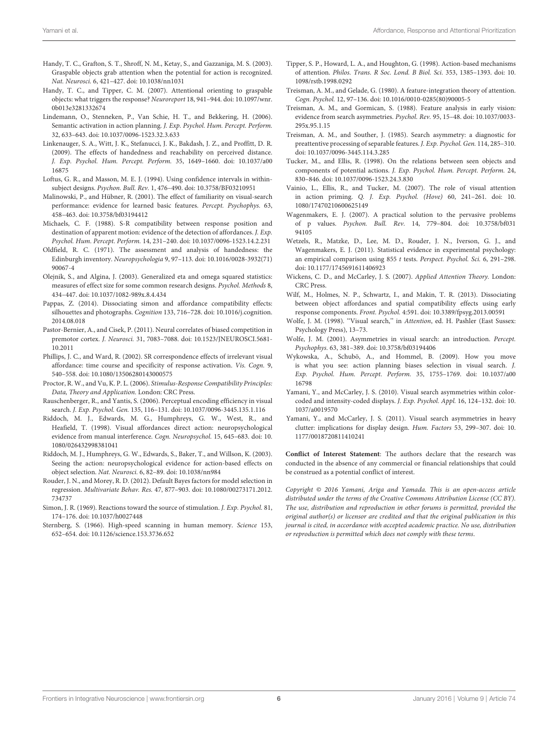Handy, T. C., Grafton, S. T., Shroff, N. M., Ketay, S., and Gazzaniga, M. S. (2003). Graspable objects grab attention when the potential for action is recognized. *Nat. Neurosci.* 6, 421–427. doi: 10.1038/nn1031

Handy, T. C., and Tipper, C. M. (2007). Attentional orienting to graspable objects: what triggers the response? *Neuroreport* 18, 941–944. doi: 10.1097/wnr.0b013e3281332674

Lindemann, O., Stenneken, P., Van Schie, H. T., and Bekkering, H. (2006). Semantic activation in action planning. *J. Exp. Psychol. Hum. Percept. Perform.* 32, 633–643. doi: 10.1037/0096-1523.32.3.633

Linkenauger, S. A., Witt, J. K., Stefanucci, J. K., Bakdash, J. Z., and Proffitt, D. R. (2009). The effects of handedness and reachability on perceived distance. *J. Exp. Psychol. Hum. Percept. Perform.* 35, 1649–1660. doi: 10.1037/a0016875

Loftus, G. R., and Masson, M. E. J. (1994). Using confidence intervals in within-subject designs. *Psychon. Bull. Rev.* 1, 476–490. doi: 10.3758/BF03210951

Malinowski, P., and Hübner, R. (2001). The effect of familiarity on visual-search performance: evidence for learned basic features. *Percept. Psychophys.* 63, 458–463. doi: 10.3758/bf03194412

Michaels, C. F. (1988). S-R compatibility between response position and destination of apparent motion: evidence of the detection of affordances. *J. Exp. Psychol. Hum. Percept. Perform.* 14, 231–240. doi: 10.1037/0096-1523.14.2.231

Oldfield, R. C. (1971). The assessment and analysis of handedness: the Edinburgh inventory. *Neuropsychologia* 9, 97–113. doi: 10.1016/0028-3932(71)90067-4

Olejnik, S., and Algina, J. (2003). Generalized eta and omega squared statistics: measures of effect size for some common research designs. *Psychol. Methods* 8, 434–447. doi: 10.1037/1082-989x.8.4.434

Pappas, Z. (2014). Dissociating simon and affordance compatibility effects: silhouettes and photographs. *Cognition* 133, 716–728. doi: 10.1016/j.cognition.2014.08.018

Pastor-Bernier, A., and Cisek, P. (2011). Neural correlates of biased competition in premotor cortex. *J. Neurosci.* 31, 7083–7088. doi: 10.1523/JNEUROSCI.5681-10.2011

Phillips, J. C., and Ward, R. (2002). SR correspondence effects of irrelevant visual affordance: time course and specificity of response activation. *Vis. Cogn.* 9, 540–558. doi: 10.1080/13506280143000575

Proctor, R. W., and Vu, K. P. L. (2006). *Stimulus-Response Compatibility Principles: Data, Theory and Application.* London: CRC Press.

Rauschenberger, R., and Yantis, S. (2006). Perceptual encoding efficiency in visual search. *J. Exp. Psychol. Gen.* 135, 116–131. doi: 10.1037/0096-3445.135.1.116

Riddoch, M. J., Edwards, M. G., Humphreys, G. W., West, R., and Heafield, T. (1998). Visual affordances direct action: neuropsychological evidence from manual interference. *Cogn. Neuropsychol.* 15, 645–683. doi: 10.1080/026432998381041

Riddoch, M. J., Humphreys, G. W., Edwards, S., Baker, T., and Willson, K. (2003). Seeing the action: neuropsychological evidence for action-based effects on object selection. *Nat. Neurosci.* 6, 82–89. doi: 10.1038/nn984

Rouder, J. N., and Morey, R. D. (2012). Default Bayes factors for model selection in regression. *Multivariate Behav. Res.* 47, 877–903. doi: 10.1080/00273171.2012.734737

Simon, J. R. (1969). Reactions toward the source of stimulation. *J. Exp. Psychol.* 81, 174–176. doi: 10.1037/h0027448

Sternberg, S. (1966). High-speed scanning in human memory. *Science* 153, 652–654. doi: 10.1126/science.153.3736.652

Tipper, S. P., Howard, L. A., and Houghton, G. (1998). Action-based mechanisms of attention. *Philos. Trans. R Soc. Lond. B Biol. Sci.* 353, 1385–1393. doi: 10.1098/rstb.1998.0292

Treisman, A. M., and Gelade, G. (1980). A feature-integration theory of attention. *Cogn. Psychol.* 12, 97–136. doi: 10.1016/0010-0285(80)90005-5

Treisman, A. M., and Gormican, S. (1988). Feature analysis in early vision: evidence from search asymmetries. *Psychol. Rev.* 95, 15–48. doi: 10.1037/0033-295x.95.1.15

Treisman, A. M., and Souther, J. (1985). Search asymmetry: a diagnostic for preattentive processing of separable features. *J. Exp. Psychol. Gen.* 114, 285–310. doi: 10.1037/0096-3445.114.3.285

Tucker, M., and Ellis, R. (1998). On the relations between seen objects and components of potential actions. *J. Exp. Psychol. Hum. Percept. Perform.* 24, 830–846. doi: 10.1037/0096-1523.24.3.830

Vainio, L., Ellis, R., and Tucker, M. (2007). The role of visual attention in action priming. *Q. J. Exp. Psychol. (Hove)* 60, 241–261. doi: 10.1080/17470210600625149

Wagenmakers, E. J. (2007). A practical solution to the pervasive problems of p values. *Psychon. Bull. Rev.* 14, 779–804. doi: 10.3758/bf03194105

Wetzels, R., Matzke, D., Lee, M. D., Rouder, J. N., Iverson, G. J., and Wagenmakers, E. J. (2011). Statistical evidence in experimental psychology: an empirical comparison using 855 *t* tests. *Perspect. Psychol. Sci.* 6, 291–298. doi: 10.1177/1745691611406923

Wickens, C. D., and McCarley, J. S. (2007). *Applied Attention Theory.* London: CRC Press.

Wilf, M., Holmes, N. P., Schwartz, I., and Makin, T. R. (2013). Dissociating between object affordances and spatial compatibility effects using early response components. *Front. Psychol.* 4:591. doi: 10.3389/fpsyg.2013.00591

Wolfe, J. M. (1998). "Visual search," in *Attention*, ed. H. Pashler (East Sussex: Psychology Press), 13–73.

Wolfe, J. M. (2001). Asymmetries in visual search: an introduction. *Percept. Psychophys.* 63, 381–389. doi: 10.3758/bf03194406

Wykowska, A., Schubö, A., and Hommel, B. (2009). How you move is what you see: action planning biases selection in visual search. *J. Exp. Psychol. Hum. Percept. Perform.* 35, 1755–1769. doi: 10.1037/a0016798

Yamani, Y., and McCarley, J. S. (2010). Visual search asymmetries within color-coded and intensity-coded displays. *J. Exp. Psychol. Appl.* 16, 124–132. doi: 10.1037/a0019570

Yamani, Y., and McCarley, J. S. (2011). Visual search asymmetries in heavy clutter: implications for display design. *Hum. Factors* 53, 299–307. doi: 10.1177/0018720811410241

**Conflict of Interest Statement**: The authors declare that the research was conducted in the absence of any commercial or financial relationships that could be construed as a potential conflict of interest.

*Copyright © 2016 Yamani, Ariga and Yamada. This is an open-access article distributed under the terms of the Creative Commons Attribution License (CC BY). The use, distribution and reproduction in other forums is permitted, provided the original author(s) or licensor are credited and that the original publication in this journal is cited, in accordance with accepted academic practice. No use, distribution or reproduction is permitted which does not comply with these terms.*